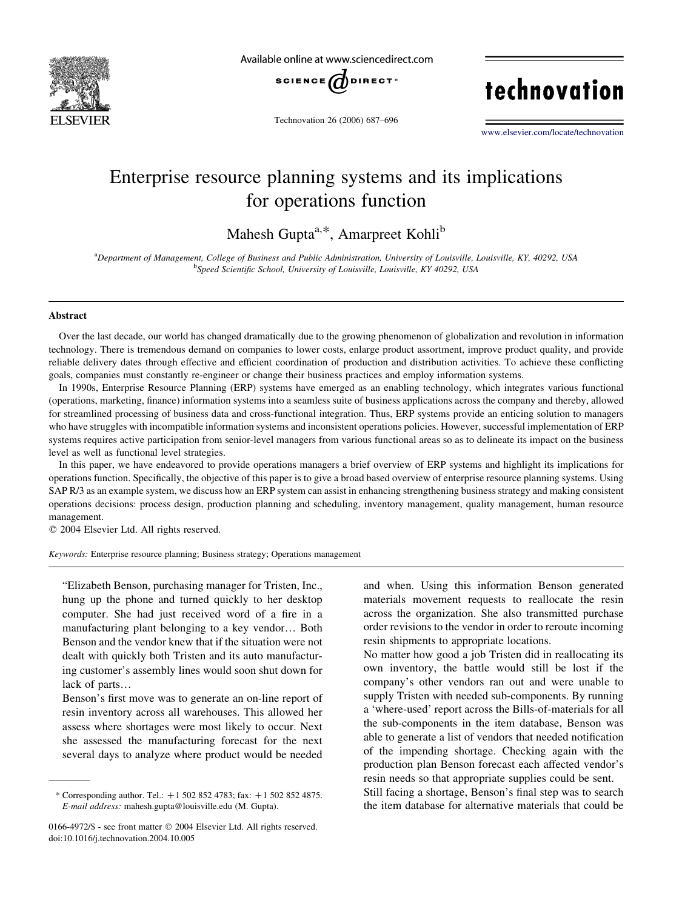# Enterprise resource planning systems and its implications for operations function

Mahesh Gupta[a,*], Amarpreet Kohli[b]

[a]Department of Management, College of Business and Public Administration, University of Louisville, Louisville, KY, 40292, USA

[b]Speed Scientific School, University of Louisville, Louisville, KY 40292, USA

## Abstract

Over the last decade, our world has changed dramatically due to the growing phenomenon of globalization and revolution in information technology. There is tremendous demand on companies to lower costs, enlarge product assortment, improve product quality, and provide reliable delivery dates through effective and efficient coordination of production and distribution activities. To achieve these conflicting goals, companies must constantly re-engineer or change their business practices and employ information systems.

In 1990s, Enterprise Resource Planning (ERP) systems have emerged as an enabling technology, which integrates various functional (operations, marketing, finance) information systems into a seamless suite of business applications across the company and thereby, allowed for streamlined processing of business data and cross-functional integration. Thus, ERP systems provide an enticing solution to managers who have struggles with incompatible information systems and inconsistent operations policies. However, successful implementation of ERP systems requires active participation from senior-level managers from various functional areas so as to delineate its impact on the business level as well as functional level strategies.

In this paper, we have endeavored to provide operations managers a brief overview of ERP systems and highlight its implications for operations function. Specifically, the objective of this paper is to give a broad based overview of enterprise resource planning systems. Using SAP R/3 as an example system, we discuss how an ERP system can assist in enhancing strengthening business strategy and making consistent operations decisions: process design, production planning and scheduling, inventory management, quality management, human resource management.

© 2004 Elsevier Ltd. All rights reserved.

*Keywords:* Enterprise resource planning; Business strategy; Operations management

"Elizabeth Benson, purchasing manager for Tristen, Inc., hung up the phone and turned quickly to her desktop computer. She had just received word of a fire in a manufacturing plant belonging to a key vendor… Both Benson and the vendor knew that if the situation were not dealt with quickly both Tristen and its auto manufacturing customer's assembly lines would soon shut down for lack of parts…

Benson's first move was to generate an on-line report of resin inventory across all warehouses. This allowed her assess where shortages were most likely to occur. Next she assessed the manufacturing forecast for the next several days to analyze where product would be needed and when. Using this information Benson generated materials movement requests to reallocate the resin across the organization. She also transmitted purchase order revisions to the vendor in order to reroute incoming resin shipments to appropriate locations.

No matter how good a job Tristen did in reallocating its own inventory, the battle would still be lost if the company's other vendors ran out and were unable to supply Tristen with needed sub-components. By running a 'where-used' report across the Bills-of-materials for all the sub-components in the item database, Benson was able to generate a list of vendors that needed notification of the impending shortage. Checking again with the production plan Benson forecast each affected vendor's resin needs so that appropriate supplies could be sent.

Still facing a shortage, Benson's final step was to search the item database for alternative materials that could be

---

\* Corresponding author. Tel.: +1 502 852 4783; fax: +1 502 852 4875. *E-mail address:* mahesh.gupta@louisville.edu (M. Gupta).

0166-4972/$ - see front matter © 2004 Elsevier Ltd. All rights reserved.
doi:10.1016/j.technovation.2004.10.005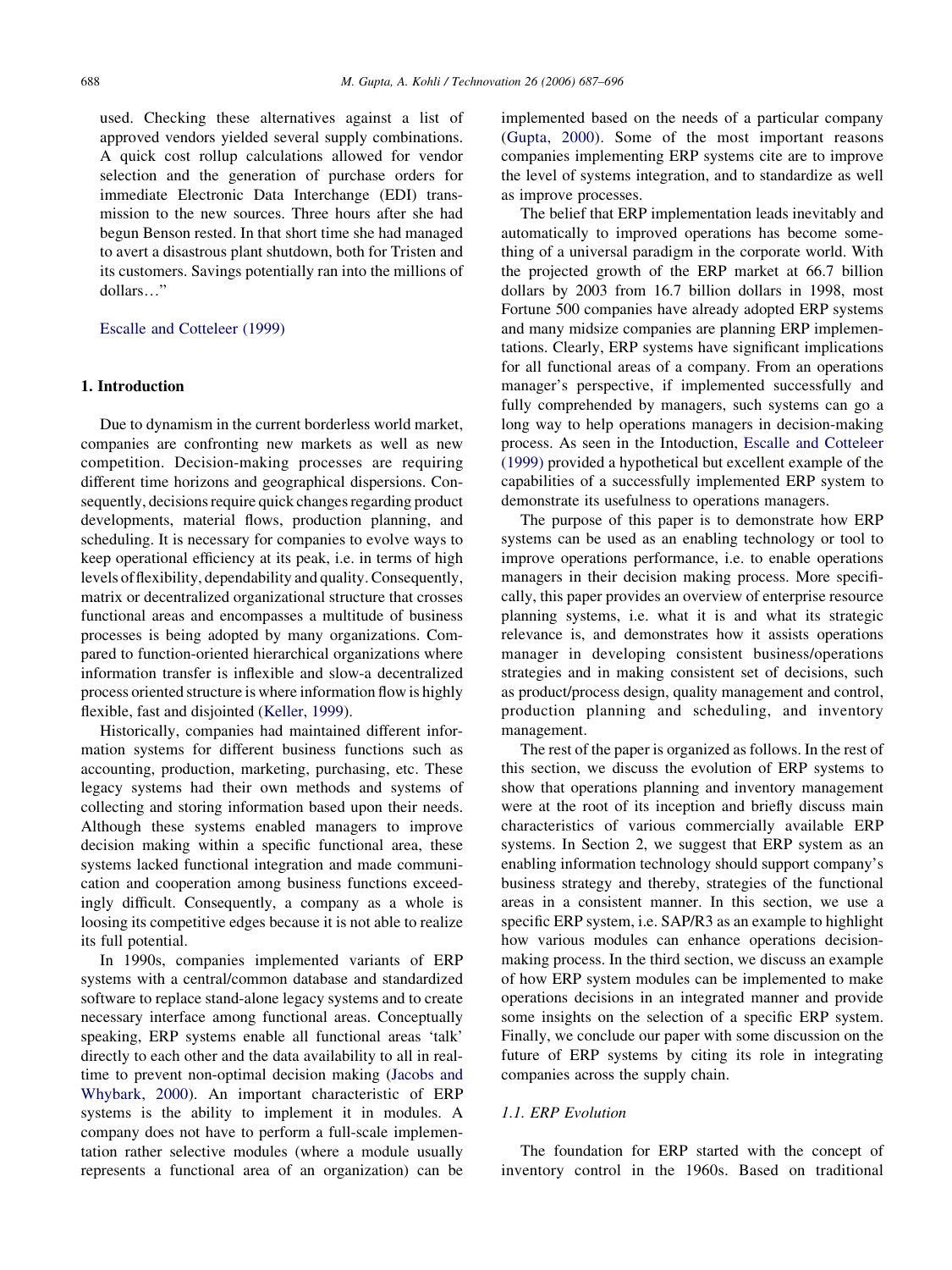used. Checking these alternatives against a list of approved vendors yielded several supply combinations. A quick cost rollup calculations allowed for vendor selection and the generation of purchase orders for immediate Electronic Data Interchange (EDI) transmission to the new sources. Three hours after she had begun Benson rested. In that short time she had managed to avert a disastrous plant shutdown, both for Tristen and its customers. Savings potentially ran into the millions of dollars…"

Escalle and Cotteleer (1999)

## 1. Introduction

Due to dynamism in the current borderless world market, companies are confronting new markets as well as new competition. Decision-making processes are requiring different time horizons and geographical dispersions. Consequently, decisions require quick changes regarding product developments, material flows, production planning, and scheduling. It is necessary for companies to evolve ways to keep operational efficiency at its peak, i.e. in terms of high levels of flexibility, dependability and quality. Consequently, matrix or decentralized organizational structure that crosses functional areas and encompasses a multitude of business processes is being adopted by many organizations. Compared to function-oriented hierarchical organizations where information transfer is inflexible and slow-a decentralized process oriented structure is where information flow is highly flexible, fast and disjointed (Keller, 1999).

Historically, companies had maintained different information systems for different business functions such as accounting, production, marketing, purchasing, etc. These legacy systems had their own methods and systems of collecting and storing information based upon their needs. Although these systems enabled managers to improve decision making within a specific functional area, these systems lacked functional integration and made communication and cooperation among business functions exceedingly difficult. Consequently, a company as a whole is loosing its competitive edges because it is not able to realize its full potential.

In 1990s, companies implemented variants of ERP systems with a central/common database and standardized software to replace stand-alone legacy systems and to create necessary interface among functional areas. Conceptually speaking, ERP systems enable all functional areas 'talk' directly to each other and the data availability to all in real-time to prevent non-optimal decision making (Jacobs and Whybark, 2000). An important characteristic of ERP systems is the ability to implement it in modules. A company does not have to perform a full-scale implementation rather selective modules (where a module usually represents a functional area of an organization) can be implemented based on the needs of a particular company (Gupta, 2000). Some of the most important reasons companies implementing ERP systems cite are to improve the level of systems integration, and to standardize as well as improve processes.

The belief that ERP implementation leads inevitably and automatically to improved operations has become something of a universal paradigm in the corporate world. With the projected growth of the ERP market at 66.7 billion dollars by 2003 from 16.7 billion dollars in 1998, most Fortune 500 companies have already adopted ERP systems and many midsize companies are planning ERP implementations. Clearly, ERP systems have significant implications for all functional areas of a company. From an operations manager's perspective, if implemented successfully and fully comprehended by managers, such systems can go a long way to help operations managers in decision-making process. As seen in the Intoduction, Escalle and Cotteleer (1999) provided a hypothetical but excellent example of the capabilities of a successfully implemented ERP system to demonstrate its usefulness to operations managers.

The purpose of this paper is to demonstrate how ERP systems can be used as an enabling technology or tool to improve operations performance, i.e. to enable operations managers in their decision making process. More specifically, this paper provides an overview of enterprise resource planning systems, i.e. what it is and what its strategic relevance is, and demonstrates how it assists operations manager in developing consistent business/operations strategies and in making consistent set of decisions, such as product/process design, quality management and control, production planning and scheduling, and inventory management.

The rest of the paper is organized as follows. In the rest of this section, we discuss the evolution of ERP systems to show that operations planning and inventory management were at the root of its inception and briefly discuss main characteristics of various commercially available ERP systems. In Section 2, we suggest that ERP system as an enabling information technology should support company's business strategy and thereby, strategies of the functional areas in a consistent manner. In this section, we use a specific ERP system, i.e. SAP/R3 as an example to highlight how various modules can enhance operations decision-making process. In the third section, we discuss an example of how ERP system modules can be implemented to make operations decisions in an integrated manner and provide some insights on the selection of a specific ERP system. Finally, we conclude our paper with some discussion on the future of ERP systems by citing its role in integrating companies across the supply chain.

### 1.1. ERP Evolution

The foundation for ERP started with the concept of inventory control in the 1960s. Based on traditional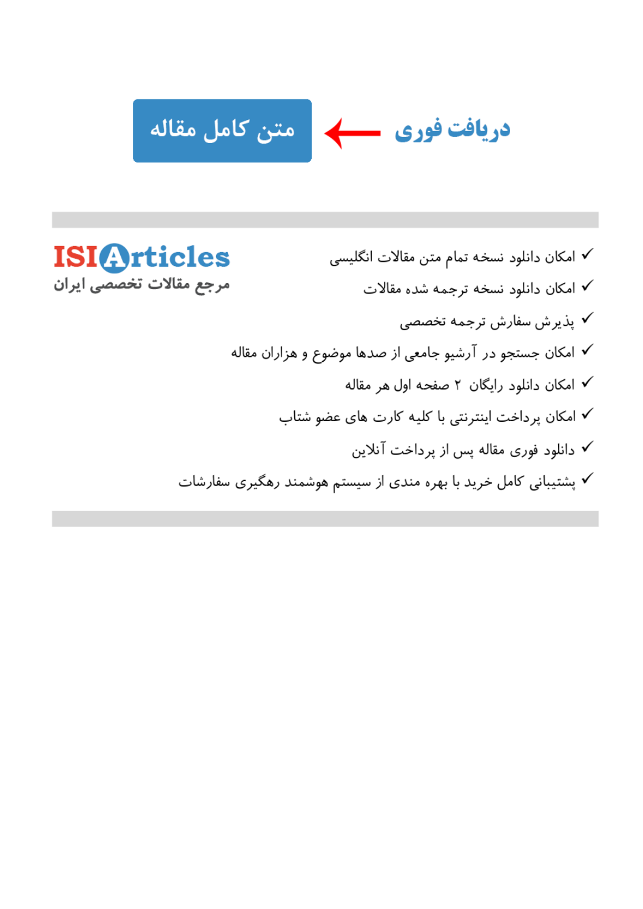دریافت فوری ← **متن کامل مقاله**

**ISIArticles**
مرجع مقالات تخصصی ایران

- ✓ امکان دانلود نسخه تمام متن مقالات انگلیسی
- ✓ امکان دانلود نسخه ترجمه شده مقالات
- ✓ پذیرش سفارش ترجمه تخصصی
- ✓ امکان جستجو در آرشیو جامعی از صدها موضوع و هزاران مقاله
- ✓ امکان دانلود رایگان ۲ صفحه اول هر مقاله
- ✓ امکان پرداخت اینترنتی با کلیه کارت های عضو شتاب
- ✓ دانلود فوری مقاله پس از پرداخت آنلاین
- ✓ پشتیبانی کامل خرید با بهره مندی از سیستم هوشمند رهگیری سفارشات